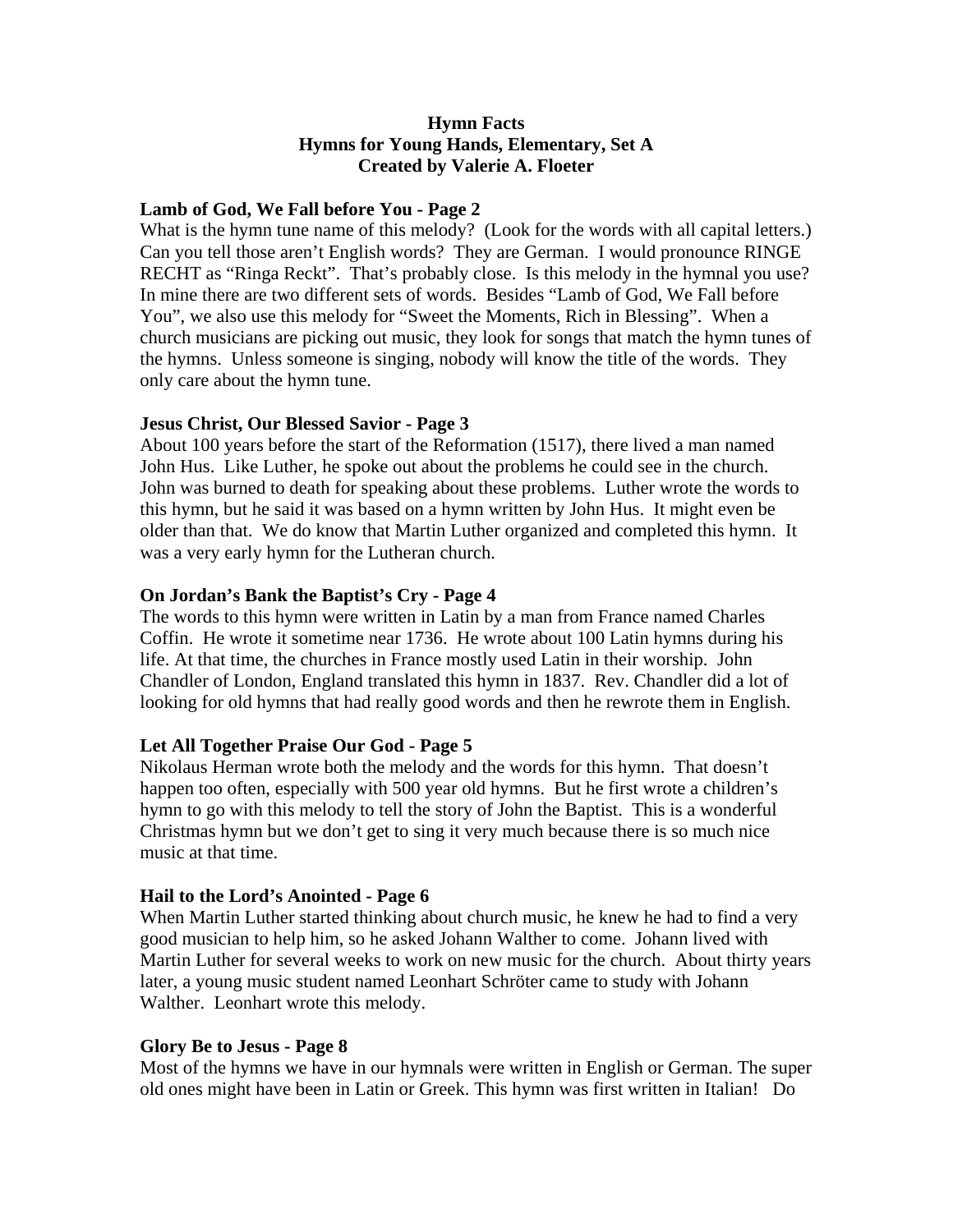**Hymn Facts**
**Hymns for Young Hands, Elementary, Set A**
**Created by Valerie A. Floeter**

**Lamb of God, We Fall before You - Page 2**

What is the hymn tune name of this melody? (Look for the words with all capital letters.) Can you tell those aren't English words? They are German. I would pronounce RINGE RECHT as "Ringa Reckt". That's probably close. Is this melody in the hymnal you use? In mine there are two different sets of words. Besides "Lamb of God, We Fall before You", we also use this melody for "Sweet the Moments, Rich in Blessing". When a church musicians are picking out music, they look for songs that match the hymn tunes of the hymns. Unless someone is singing, nobody will know the title of the words. They only care about the hymn tune.

**Jesus Christ, Our Blessed Savior - Page 3**

About 100 years before the start of the Reformation (1517), there lived a man named John Hus. Like Luther, he spoke out about the problems he could see in the church. John was burned to death for speaking about these problems. Luther wrote the words to this hymn, but he said it was based on a hymn written by John Hus. It might even be older than that. We do know that Martin Luther organized and completed this hymn. It was a very early hymn for the Lutheran church.

**On Jordan's Bank the Baptist's Cry - Page 4**

The words to this hymn were written in Latin by a man from France named Charles Coffin. He wrote it sometime near 1736. He wrote about 100 Latin hymns during his life. At that time, the churches in France mostly used Latin in their worship. John Chandler of London, England translated this hymn in 1837. Rev. Chandler did a lot of looking for old hymns that had really good words and then he rewrote them in English.

**Let All Together Praise Our God - Page 5**

Nikolaus Herman wrote both the melody and the words for this hymn. That doesn't happen too often, especially with 500 year old hymns. But he first wrote a children's hymn to go with this melody to tell the story of John the Baptist. This is a wonderful Christmas hymn but we don't get to sing it very much because there is so much nice music at that time.

**Hail to the Lord's Anointed - Page 6**

When Martin Luther started thinking about church music, he knew he had to find a very good musician to help him, so he asked Johann Walther to come. Johann lived with Martin Luther for several weeks to work on new music for the church. About thirty years later, a young music student named Leonhart Schröter came to study with Johann Walther. Leonhart wrote this melody.

**Glory Be to Jesus - Page 8**

Most of the hymns we have in our hymnals were written in English or German. The super old ones might have been in Latin or Greek. This hymn was first written in Italian! Do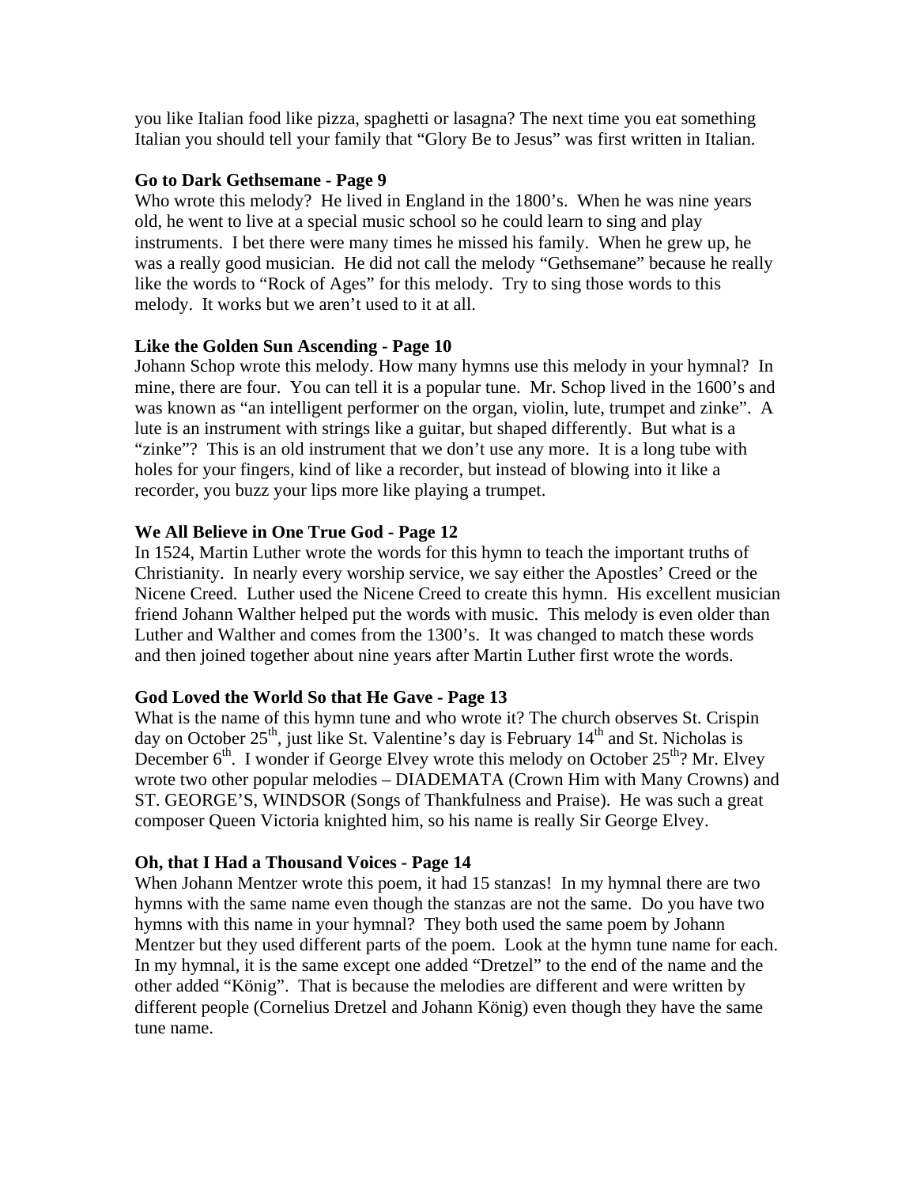you like Italian food like pizza, spaghetti or lasagna? The next time you eat something Italian you should tell your family that "Glory Be to Jesus" was first written in Italian.

**Go to Dark Gethsemane - Page 9**

Who wrote this melody? He lived in England in the 1800's. When he was nine years old, he went to live at a special music school so he could learn to sing and play instruments. I bet there were many times he missed his family. When he grew up, he was a really good musician. He did not call the melody "Gethsemane" because he really like the words to "Rock of Ages" for this melody. Try to sing those words to this melody. It works but we aren't used to it at all.

**Like the Golden Sun Ascending - Page 10**

Johann Schop wrote this melody. How many hymns use this melody in your hymnal? In mine, there are four. You can tell it is a popular tune. Mr. Schop lived in the 1600's and was known as "an intelligent performer on the organ, violin, lute, trumpet and zinke". A lute is an instrument with strings like a guitar, but shaped differently. But what is a "zinke"? This is an old instrument that we don't use any more. It is a long tube with holes for your fingers, kind of like a recorder, but instead of blowing into it like a recorder, you buzz your lips more like playing a trumpet.

**We All Believe in One True God - Page 12**

In 1524, Martin Luther wrote the words for this hymn to teach the important truths of Christianity. In nearly every worship service, we say either the Apostles' Creed or the Nicene Creed. Luther used the Nicene Creed to create this hymn. His excellent musician friend Johann Walther helped put the words with music. This melody is even older than Luther and Walther and comes from the 1300's. It was changed to match these words and then joined together about nine years after Martin Luther first wrote the words.

**God Loved the World So that He Gave - Page 13**

What is the name of this hymn tune and who wrote it? The church observes St. Crispin day on October 25th, just like St. Valentine's day is February 14th and St. Nicholas is December 6th. I wonder if George Elvey wrote this melody on October 25th? Mr. Elvey wrote two other popular melodies – DIADEMATA (Crown Him with Many Crowns) and ST. GEORGE'S, WINDSOR (Songs of Thankfulness and Praise). He was such a great composer Queen Victoria knighted him, so his name is really Sir George Elvey.

**Oh, that I Had a Thousand Voices - Page 14**

When Johann Mentzer wrote this poem, it had 15 stanzas! In my hymnal there are two hymns with the same name even though the stanzas are not the same. Do you have two hymns with this name in your hymnal? They both used the same poem by Johann Mentzer but they used different parts of the poem. Look at the hymn tune name for each. In my hymnal, it is the same except one added "Dretzel" to the end of the name and the other added "König". That is because the melodies are different and were written by different people (Cornelius Dretzel and Johann König) even though they have the same tune name.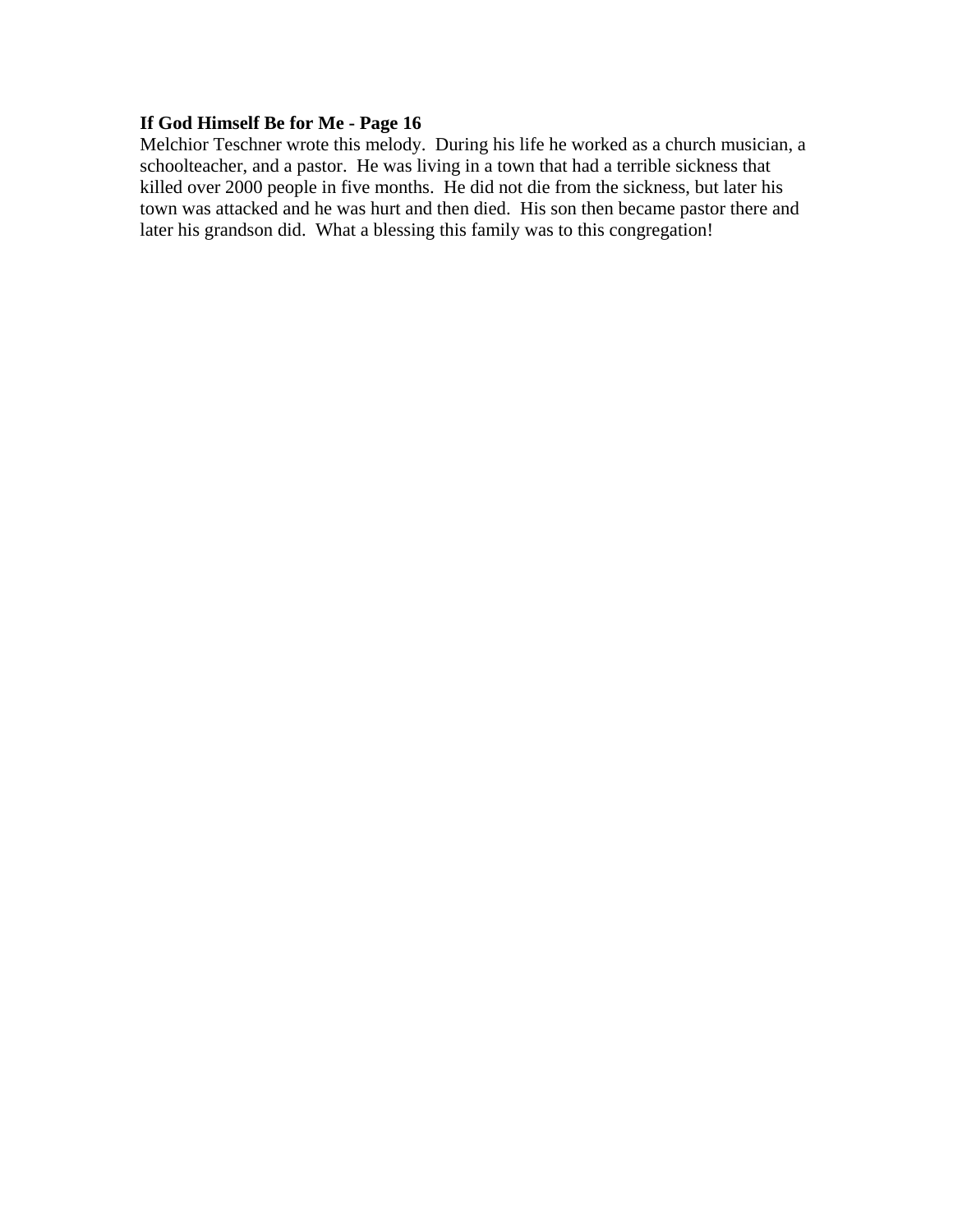**If God Himself Be for Me - Page 16**

Melchior Teschner wrote this melody. During his life he worked as a church musician, a schoolteacher, and a pastor. He was living in a town that had a terrible sickness that killed over 2000 people in five months. He did not die from the sickness, but later his town was attacked and he was hurt and then died. His son then became pastor there and later his grandson did. What a blessing this family was to this congregation!